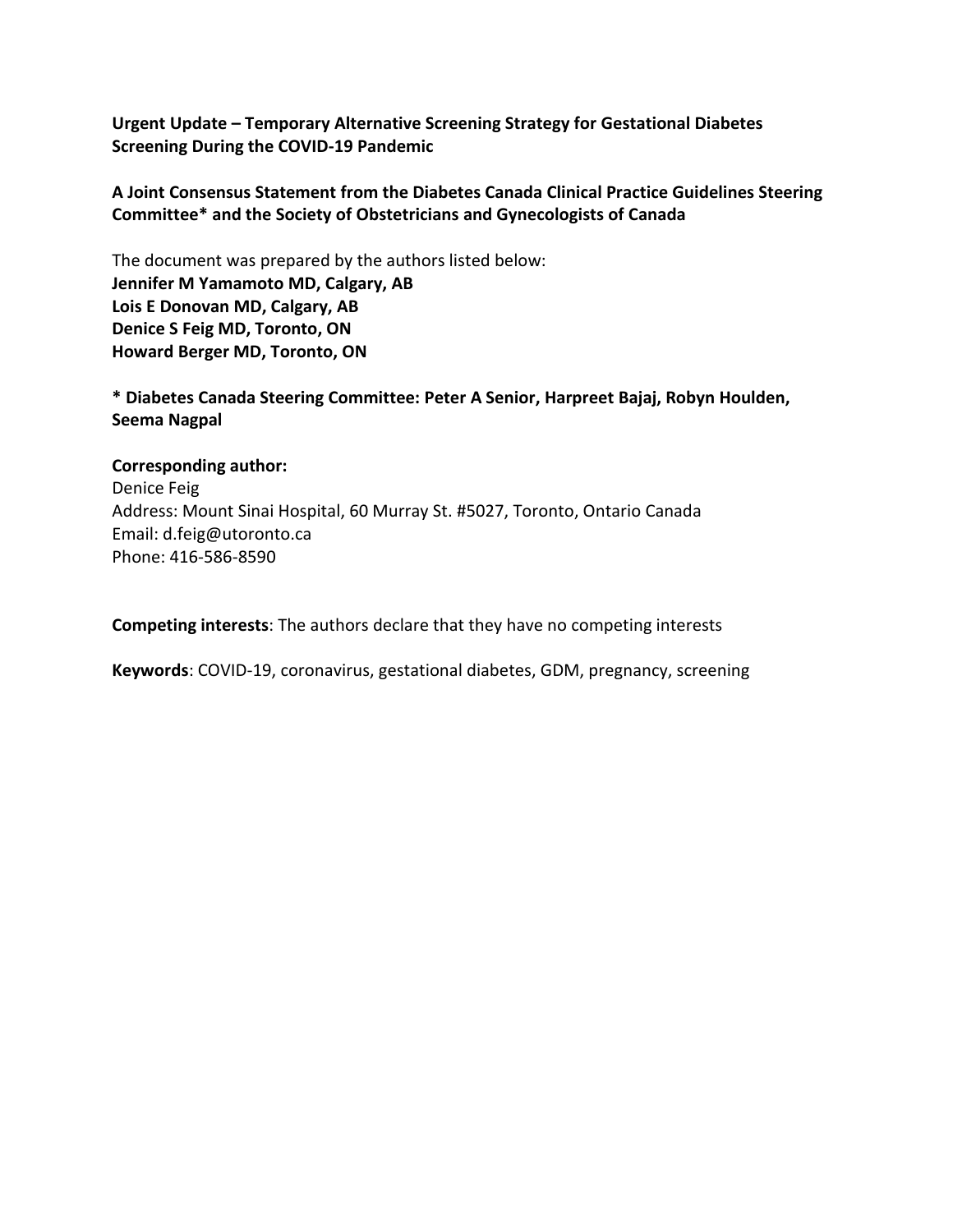# Urgent Update – Temporary Alternative Screening Strategy for Gestational Diabetes Screening During the COVID-19 Pandemic

## A Joint Consensus Statement from the Diabetes Canada Clinical Practice Guidelines Steering Committee* and the Society of Obstetricians and Gynecologists of Canada

The document was prepared by the authors listed below:
**Jennifer M Yamamoto MD, Calgary, AB**
**Lois E Donovan MD, Calgary, AB**
**Denice S Feig MD, Toronto, ON**
**Howard Berger MD, Toronto, ON**

**\* Diabetes Canada Steering Committee: Peter A Senior, Harpreet Bajaj, Robyn Houlden, Seema Nagpal**

**Corresponding author:**
Denice Feig
Address: Mount Sinai Hospital, 60 Murray St. #5027, Toronto, Ontario Canada
Email: d.feig@utoronto.ca
Phone: 416-586-8590

**Competing interests**: The authors declare that they have no competing interests

**Keywords**: COVID-19, coronavirus, gestational diabetes, GDM, pregnancy, screening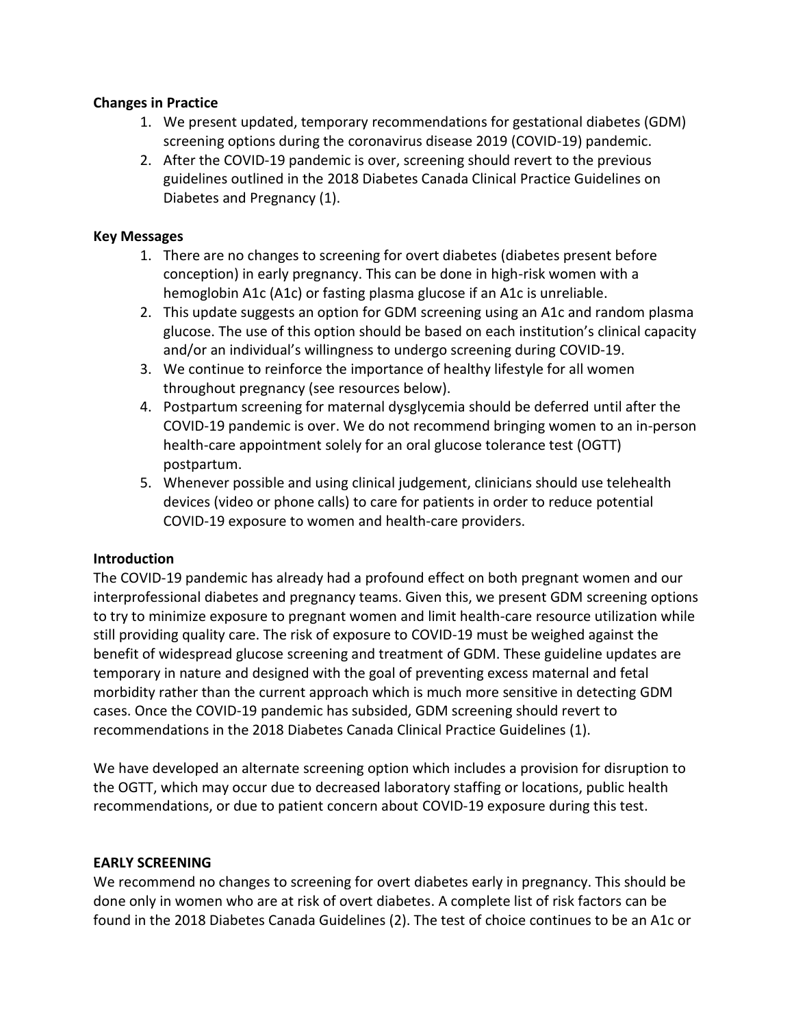**Changes in Practice**

1. We present updated, temporary recommendations for gestational diabetes (GDM) screening options during the coronavirus disease 2019 (COVID-19) pandemic.
2. After the COVID-19 pandemic is over, screening should revert to the previous guidelines outlined in the 2018 Diabetes Canada Clinical Practice Guidelines on Diabetes and Pregnancy (1).

**Key Messages**

1. There are no changes to screening for overt diabetes (diabetes present before conception) in early pregnancy. This can be done in high-risk women with a hemoglobin A1c (A1c) or fasting plasma glucose if an A1c is unreliable.
2. This update suggests an option for GDM screening using an A1c and random plasma glucose. The use of this option should be based on each institution's clinical capacity and/or an individual's willingness to undergo screening during COVID-19.
3. We continue to reinforce the importance of healthy lifestyle for all women throughout pregnancy (see resources below).
4. Postpartum screening for maternal dysglycemia should be deferred until after the COVID-19 pandemic is over. We do not recommend bringing women to an in-person health-care appointment solely for an oral glucose tolerance test (OGTT) postpartum.
5. Whenever possible and using clinical judgement, clinicians should use telehealth devices (video or phone calls) to care for patients in order to reduce potential COVID-19 exposure to women and health-care providers.

**Introduction**

The COVID-19 pandemic has already had a profound effect on both pregnant women and our interprofessional diabetes and pregnancy teams. Given this, we present GDM screening options to try to minimize exposure to pregnant women and limit health-care resource utilization while still providing quality care. The risk of exposure to COVID-19 must be weighed against the benefit of widespread glucose screening and treatment of GDM. These guideline updates are temporary in nature and designed with the goal of preventing excess maternal and fetal morbidity rather than the current approach which is much more sensitive in detecting GDM cases. Once the COVID-19 pandemic has subsided, GDM screening should revert to recommendations in the 2018 Diabetes Canada Clinical Practice Guidelines (1).

We have developed an alternate screening option which includes a provision for disruption to the OGTT, which may occur due to decreased laboratory staffing or locations, public health recommendations, or due to patient concern about COVID-19 exposure during this test.

**EARLY SCREENING**

We recommend no changes to screening for overt diabetes early in pregnancy. This should be done only in women who are at risk of overt diabetes. A complete list of risk factors can be found in the 2018 Diabetes Canada Guidelines (2). The test of choice continues to be an A1c or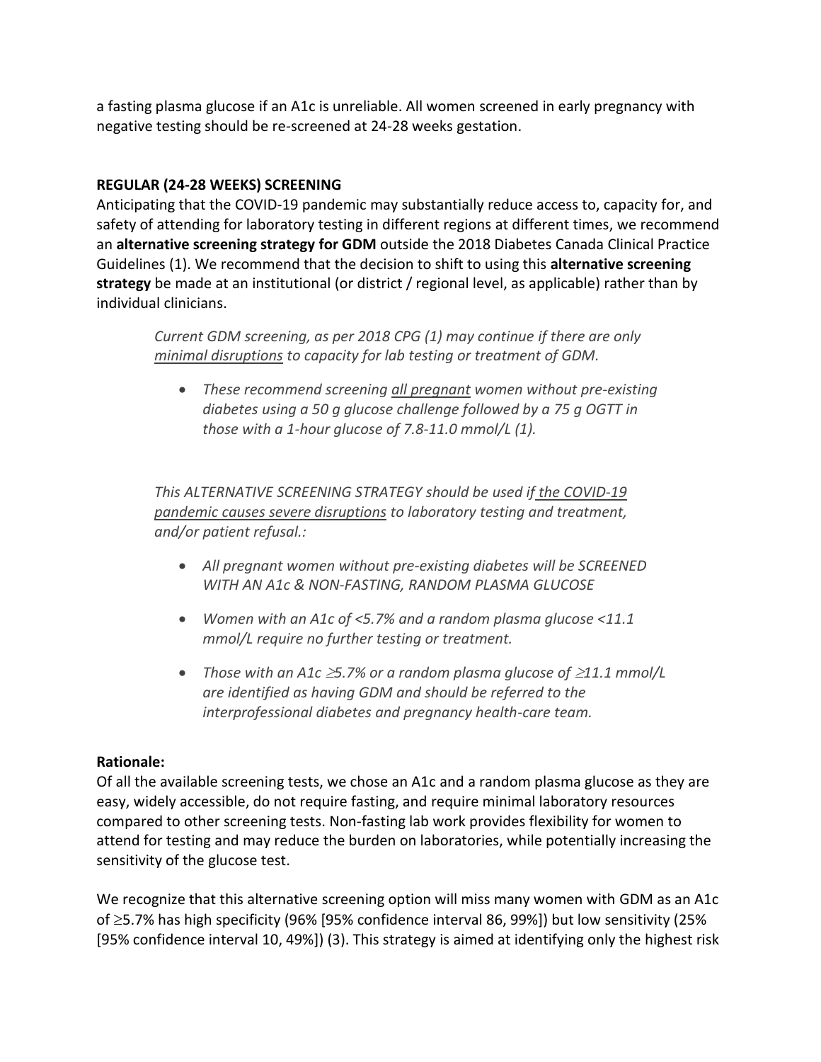a fasting plasma glucose if an A1c is unreliable. All women screened in early pregnancy with negative testing should be re-screened at 24-28 weeks gestation.

**REGULAR (24-28 WEEKS) SCREENING**

Anticipating that the COVID-19 pandemic may substantially reduce access to, capacity for, and safety of attending for laboratory testing in different regions at different times, we recommend an **alternative screening strategy for GDM** outside the 2018 Diabetes Canada Clinical Practice Guidelines (1). We recommend that the decision to shift to using this **alternative screening strategy** be made at an institutional (or district / regional level, as applicable) rather than by individual clinicians.

> *Current GDM screening, as per 2018 CPG (1) may continue if there are only <u>minimal disruptions</u> to capacity for lab testing or treatment of GDM.*
>
> - *These recommend screening <u>all pregnant</u> women without pre-existing diabetes using a 50 g glucose challenge followed by a 75 g OGTT in those with a 1-hour glucose of 7.8-11.0 mmol/L (1).*
>
> *This ALTERNATIVE SCREENING STRATEGY should be used if <u>the COVID-19 pandemic causes severe disruptions</u> to laboratory testing and treatment, and/or patient refusal.:*
>
> - *All pregnant women without pre-existing diabetes will be SCREENED WITH AN A1c & NON-FASTING, RANDOM PLASMA GLUCOSE*
> - *Women with an A1c of <5.7% and a random plasma glucose <11.1 mmol/L require no further testing or treatment.*
> - *Those with an A1c ≥5.7% or a random plasma glucose of ≥11.1 mmol/L are identified as having GDM and should be referred to the interprofessional diabetes and pregnancy health-care team.*

**Rationale:**

Of all the available screening tests, we chose an A1c and a random plasma glucose as they are easy, widely accessible, do not require fasting, and require minimal laboratory resources compared to other screening tests. Non-fasting lab work provides flexibility for women to attend for testing and may reduce the burden on laboratories, while potentially increasing the sensitivity of the glucose test.

We recognize that this alternative screening option will miss many women with GDM as an A1c of ≥5.7% has high specificity (96% [95% confidence interval 86, 99%]) but low sensitivity (25% [95% confidence interval 10, 49%]) (3). This strategy is aimed at identifying only the highest risk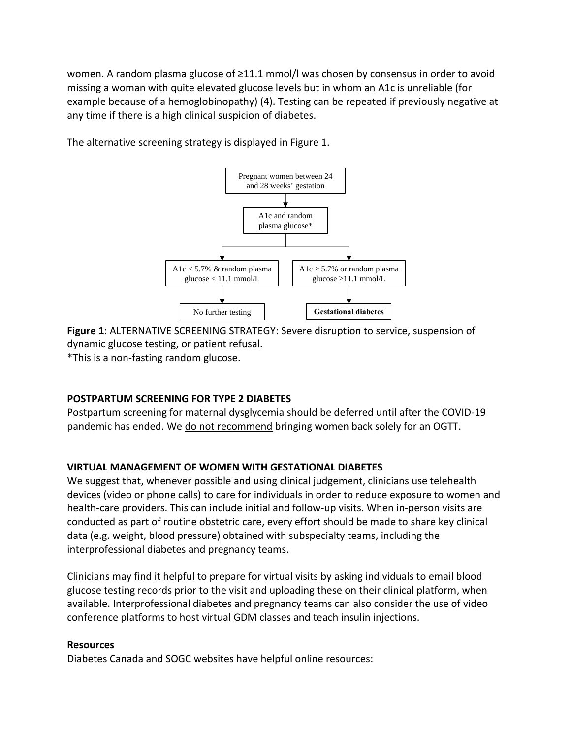women. A random plasma glucose of ≥11.1 mmol/l was chosen by consensus in order to avoid missing a woman with quite elevated glucose levels but in whom an A1c is unreliable (for example because of a hemoglobinopathy) (4). Testing can be repeated if previously negative at any time if there is a high clinical suspicion of diabetes.

The alternative screening strategy is displayed in Figure 1.

```
              Pregnant women between 24
              and 28 weeks' gestation
                        |
                        v
                 A1c and random
                 plasma glucose*
                        |
          +-------------+-------------+
          v                           v
A1c < 5.7% & random plasma   A1c ≥ 5.7% or random plasma
glucose < 11.1 mmol/L        glucose ≥11.1 mmol/L
          |                           |
          v                           v
  No further testing          Gestational diabetes
```

**Figure 1**: ALTERNATIVE SCREENING STRATEGY: Severe disruption to service, suspension of dynamic glucose testing, or patient refusal.
*This is a non-fasting random glucose.

## POSTPARTUM SCREENING FOR TYPE 2 DIABETES

Postpartum screening for maternal dysglycemia should be deferred until after the COVID-19 pandemic has ended. We <u>do not recommend</u> bringing women back solely for an OGTT.

## VIRTUAL MANAGEMENT OF WOMEN WITH GESTATIONAL DIABETES

We suggest that, whenever possible and using clinical judgement, clinicians use telehealth devices (video or phone calls) to care for individuals in order to reduce exposure to women and health-care providers. This can include initial and follow-up visits. When in-person visits are conducted as part of routine obstetric care, every effort should be made to share key clinical data (e.g. weight, blood pressure) obtained with subspecialty teams, including the interprofessional diabetes and pregnancy teams.

Clinicians may find it helpful to prepare for virtual visits by asking individuals to email blood glucose testing records prior to the visit and uploading these on their clinical platform, when available. Interprofessional diabetes and pregnancy teams can also consider the use of video conference platforms to host virtual GDM classes and teach insulin injections.

### Resources

Diabetes Canada and SOGC websites have helpful online resources: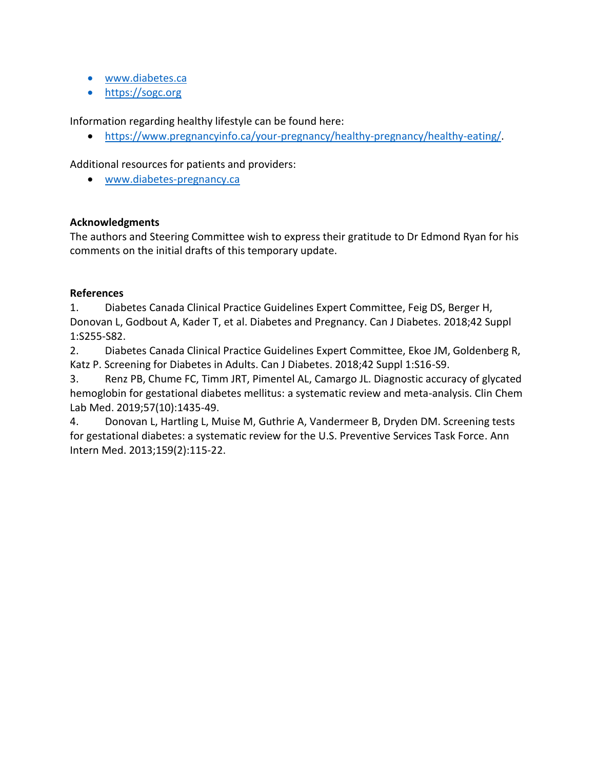- www.diabetes.ca
- https://sogc.org

Information regarding healthy lifestyle can be found here:

- https://www.pregnancyinfo.ca/your-pregnancy/healthy-pregnancy/healthy-eating/.

Additional resources for patients and providers:

- www.diabetes-pregnancy.ca

**Acknowledgments**

The authors and Steering Committee wish to express their gratitude to Dr Edmond Ryan for his comments on the initial drafts of this temporary update.

**References**

1. Diabetes Canada Clinical Practice Guidelines Expert Committee, Feig DS, Berger H, Donovan L, Godbout A, Kader T, et al. Diabetes and Pregnancy. Can J Diabetes. 2018;42 Suppl 1:S255-S82.
2. Diabetes Canada Clinical Practice Guidelines Expert Committee, Ekoe JM, Goldenberg R, Katz P. Screening for Diabetes in Adults. Can J Diabetes. 2018;42 Suppl 1:S16-S9.
3. Renz PB, Chume FC, Timm JRT, Pimentel AL, Camargo JL. Diagnostic accuracy of glycated hemoglobin for gestational diabetes mellitus: a systematic review and meta-analysis. Clin Chem Lab Med. 2019;57(10):1435-49.
4. Donovan L, Hartling L, Muise M, Guthrie A, Vandermeer B, Dryden DM. Screening tests for gestational diabetes: a systematic review for the U.S. Preventive Services Task Force. Ann Intern Med. 2013;159(2):115-22.